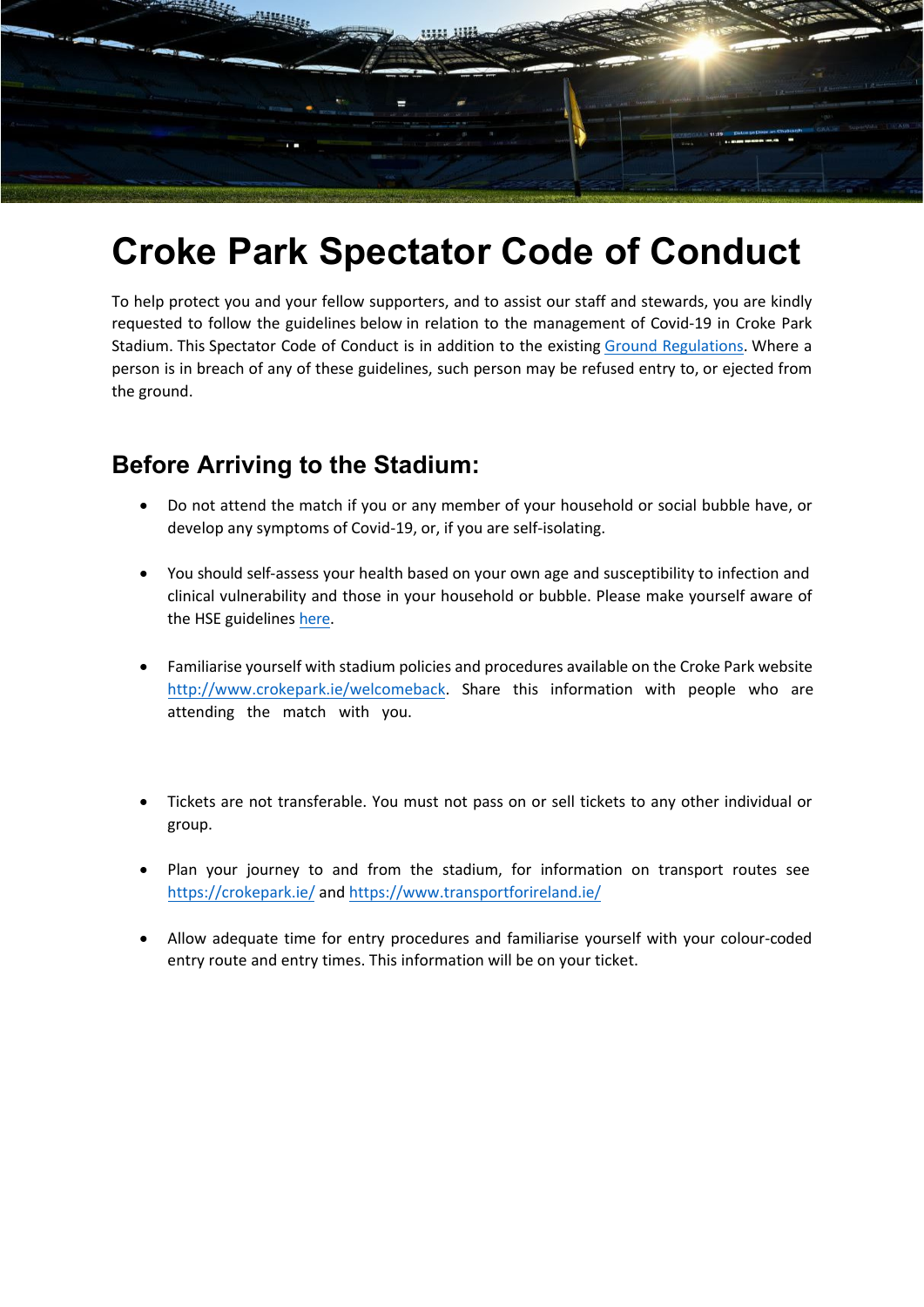# Croke Park Spectator Code of Conduct

To help protect you and your fellow supporters, and to assist our staff and stewards, you are kindly requested to follow the guidelines below in relation to the management of Covid-19 in Croke Park Stadium. This Spectator Code of Conduct is in addition to the existing Ground Regulations. Where a person is in breach of any of these guidelines, such person may be refused entry to, or ejected from the ground.

## Before Arriving to the Stadium:

- Do not attend the match if you or any member of your household or social bubble have, or develop any symptoms of Covid-19, or, if you are self-isolating.
- You should self-assess your health based on your own age and susceptibility to infection and clinical vulnerability and those in your household or bubble. Please make yourself aware of the HSE guidelines here.
- Familiarise yourself with stadium policies and procedures available on the Croke Park website http://www.crokepark.ie/welcomeback. Share this information with people who are attending the match with you.
- Tickets are not transferable. You must not pass on or sell tickets to any other individual or group.
- Plan your journey to and from the stadium, for information on transport routes see https://crokepark.ie/ and https://www.transportforireland.ie/
- Allow adequate time for entry procedures and familiarise yourself with your colour-coded entry route and entry times. This information will be on your ticket.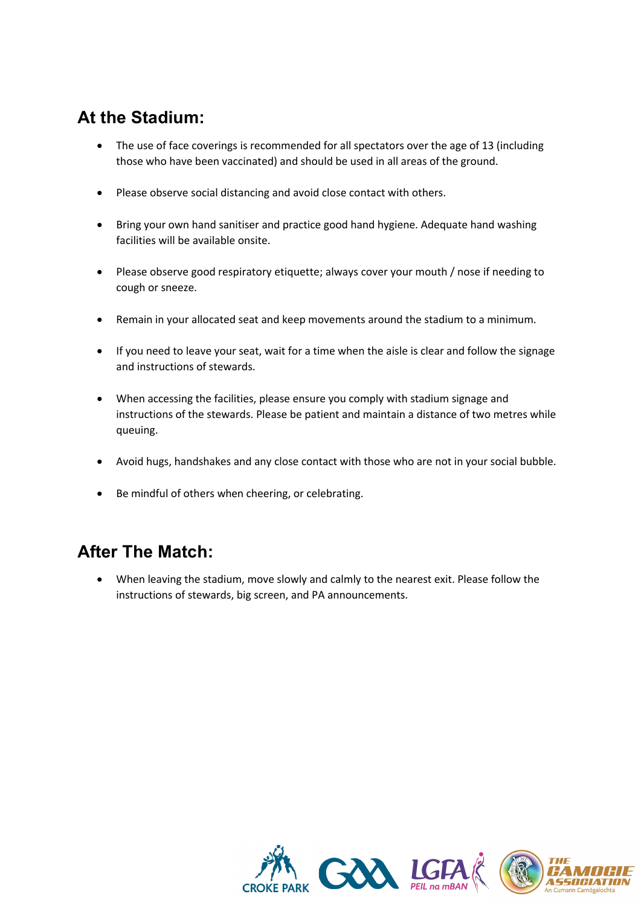## At the Stadium:

- The use of face coverings is recommended for all spectators over the age of 13 (including those who have been vaccinated) and should be used in all areas of the ground.
- Please observe social distancing and avoid close contact with others.
- Bring your own hand sanitiser and practice good hand hygiene. Adequate hand washing facilities will be available onsite.
- Please observe good respiratory etiquette; always cover your mouth / nose if needing to cough or sneeze.
- Remain in your allocated seat and keep movements around the stadium to a minimum.
- If you need to leave your seat, wait for a time when the aisle is clear and follow the signage and instructions of stewards.
- When accessing the facilities, please ensure you comply with stadium signage and instructions of the stewards. Please be patient and maintain a distance of two metres while queuing.
- Avoid hugs, handshakes and any close contact with those who are not in your social bubble.
- Be mindful of others when cheering, or celebrating.

## After The Match:

- When leaving the stadium, move slowly and calmly to the nearest exit. Please follow the instructions of stewards, big screen, and PA announcements.